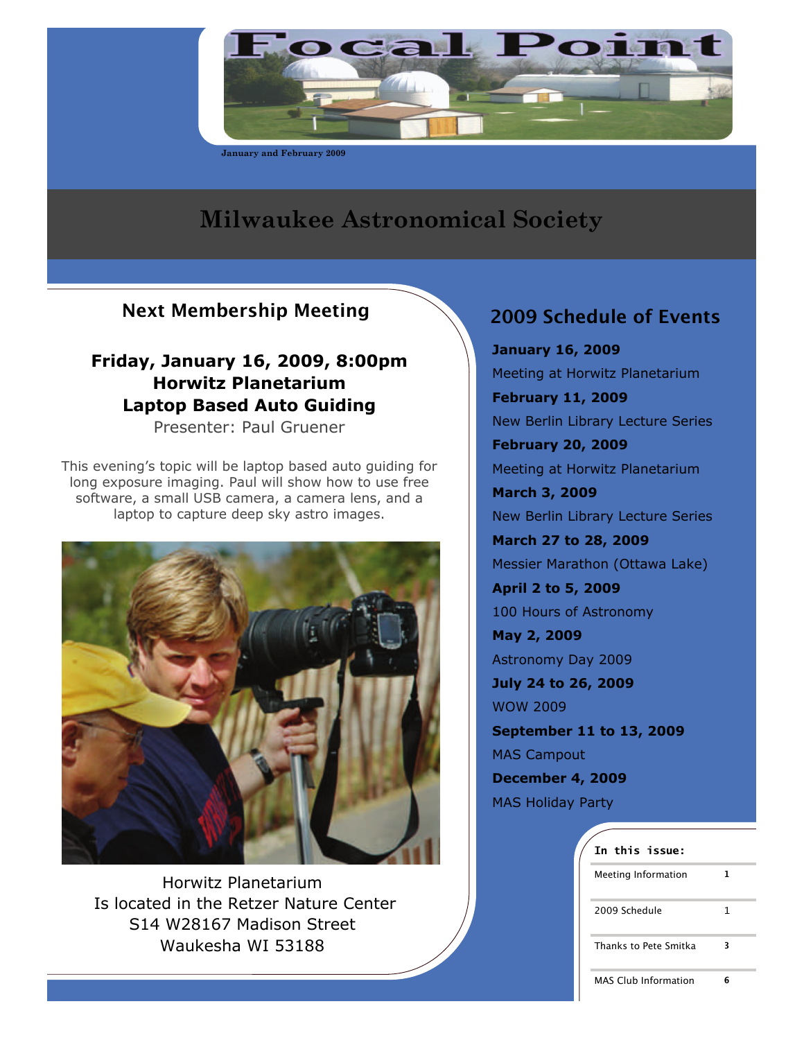# Focal Point

January and February 2009

# Milwaukee Astronomical Society

## Next Membership Meeting

### Friday, January 16, 2009, 8:00pm
### Horwitz Planetarium
### Laptop Based Auto Guiding

Presenter: Paul Gruener

This evening's topic will be laptop based auto guiding for long exposure imaging. Paul will show how to use free software, a small USB camera, a camera lens, and a laptop to capture deep sky astro images.

Horwitz Planetarium
Is located in the Retzer Nature Center
S14 W28167 Madison Street
Waukesha WI 53188

## 2009 Schedule of Events

**January 16, 2009**
Meeting at Horwitz Planetarium

**February 11, 2009**
New Berlin Library Lecture Series

**February 20, 2009**
Meeting at Horwitz Planetarium

**March 3, 2009**
New Berlin Library Lecture Series

**March 27 to 28, 2009**
Messier Marathon (Ottawa Lake)

**April 2 to 5, 2009**
100 Hours of Astronomy

**May 2, 2009**
Astronomy Day 2009

**July 24 to 26, 2009**
WOW 2009

**September 11 to 13, 2009**
MAS Campout

**December 4, 2009**
MAS Holiday Party

**In this issue:**

| | |
|---|---|
| Meeting Information | 1 |
| 2009 Schedule | 1 |
| Thanks to Pete Smitka | 3 |
| MAS Club Information | 6 |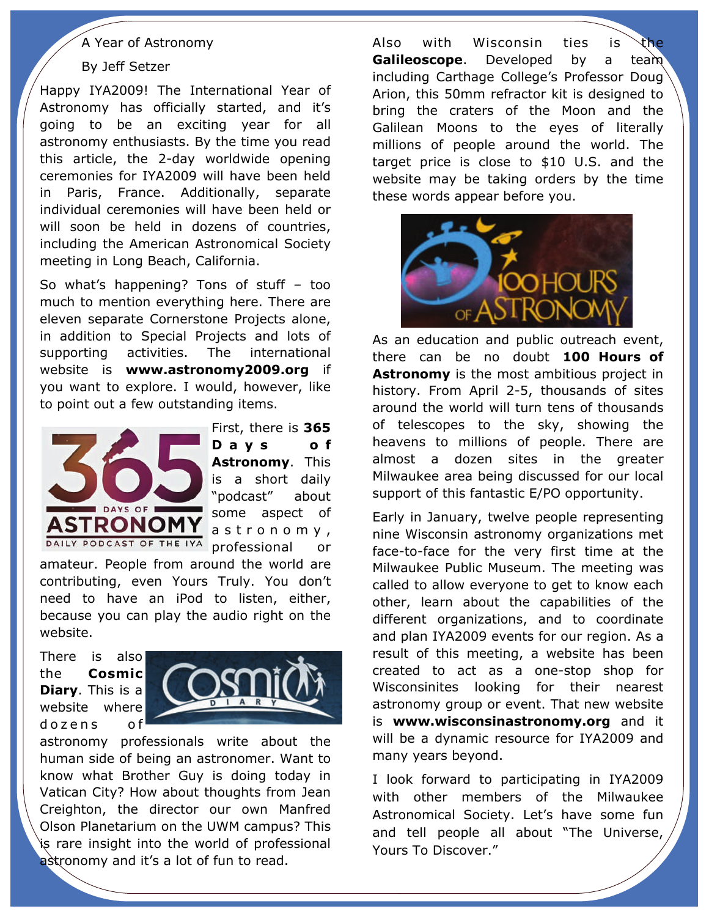## A Year of Astronomy

By Jeff Setzer

Happy IYA2009! The International Year of Astronomy has officially started, and it's going to be an exciting year for all astronomy enthusiasts. By the time you read this article, the 2-day worldwide opening ceremonies for IYA2009 will have been held in Paris, France. Additionally, separate individual ceremonies will have been held or will soon be held in dozens of countries, including the American Astronomical Society meeting in Long Beach, California.

So what's happening? Tons of stuff – too much to mention everything here. There are eleven separate Cornerstone Projects alone, in addition to Special Projects and lots of supporting activities. The international website is **www.astronomy2009.org** if you want to explore. I would, however, like to point out a few outstanding items.

First, there is **365 Days of Astronomy**. This is a short daily "podcast" about some aspect of astronomy, professional or amateur. People from around the world are contributing, even Yours Truly. You don't need to have an iPod to listen, either, because you can play the audio right on the website.

There is also the **Cosmic Diary**. This is a website where dozens of astronomy professionals write about the human side of being an astronomer. Want to know what Brother Guy is doing today in Vatican City? How about thoughts from Jean Creighton, the director our own Manfred Olson Planetarium on the UWM campus? This is rare insight into the world of professional astronomy and it's a lot of fun to read.

Also with Wisconsin ties is the **Galileoscope**. Developed by a team including Carthage College's Professor Doug Arion, this 50mm refractor kit is designed to bring the craters of the Moon and the Galilean Moons to the eyes of literally millions of people around the world. The target price is close to $10 U.S. and the website may be taking orders by the time these words appear before you.

As an education and public outreach event, there can be no doubt **100 Hours of Astronomy** is the most ambitious project in history. From April 2-5, thousands of sites around the world will turn tens of thousands of telescopes to the sky, showing the heavens to millions of people. There are almost a dozen sites in the greater Milwaukee area being discussed for our local support of this fantastic E/PO opportunity.

Early in January, twelve people representing nine Wisconsin astronomy organizations met face-to-face for the very first time at the Milwaukee Public Museum. The meeting was called to allow everyone to get to know each other, learn about the capabilities of the different organizations, and to coordinate and plan IYA2009 events for our region. As a result of this meeting, a website has been created to act as a one-stop shop for Wisconsinites looking for their nearest astronomy group or event. That new website is **www.wisconsinastronomy.org** and it will be a dynamic resource for IYA2009 and many years beyond.

I look forward to participating in IYA2009 with other members of the Milwaukee Astronomical Society. Let's have some fun and tell people all about "The Universe, Yours To Discover."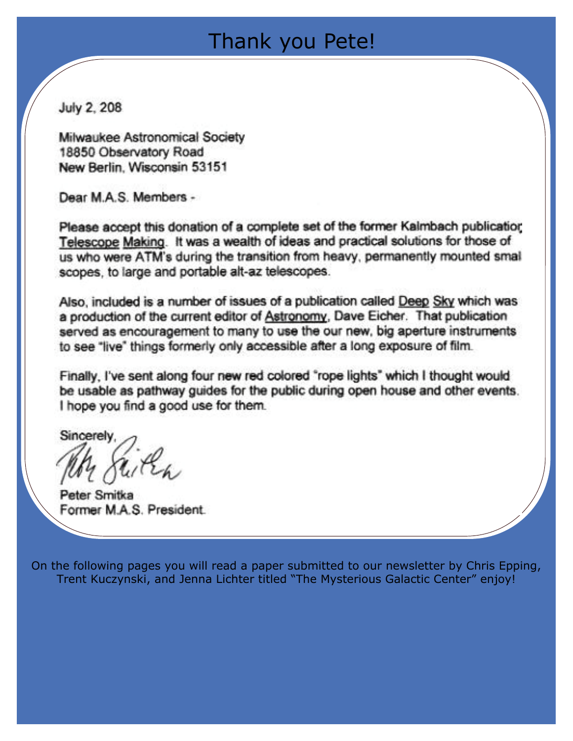# Thank you Pete!

July 2, 208

Milwaukee Astronomical Society
18850 Observatory Road
New Berlin, Wisconsin 53151

Dear M.A.S. Members -

Please accept this donation of a complete set of the former Kalmbach publicatior Telescope Making. It was a wealth of ideas and practical solutions for those of us who were ATM's during the transition from heavy, permanently mounted smal scopes, to large and portable alt-az telescopes.

Also, included is a number of issues of a publication called Deep Sky which was a production of the current editor of Astronomy, Dave Eicher. That publication served as encouragement to many to use the our new, big aperture instruments to see "live" things formerly only accessible after a long exposure of film.

Finally, I've sent along four new red colored "rope lights" which I thought would be usable as pathway guides for the public during open house and other events. I hope you find a good use for them.

Sincerely,

Peter Smitka
Former M.A.S. President

On the following pages you will read a paper submitted to our newsletter by Chris Epping, Trent Kuczynski, and Jenna Lichter titled "The Mysterious Galactic Center" enjoy!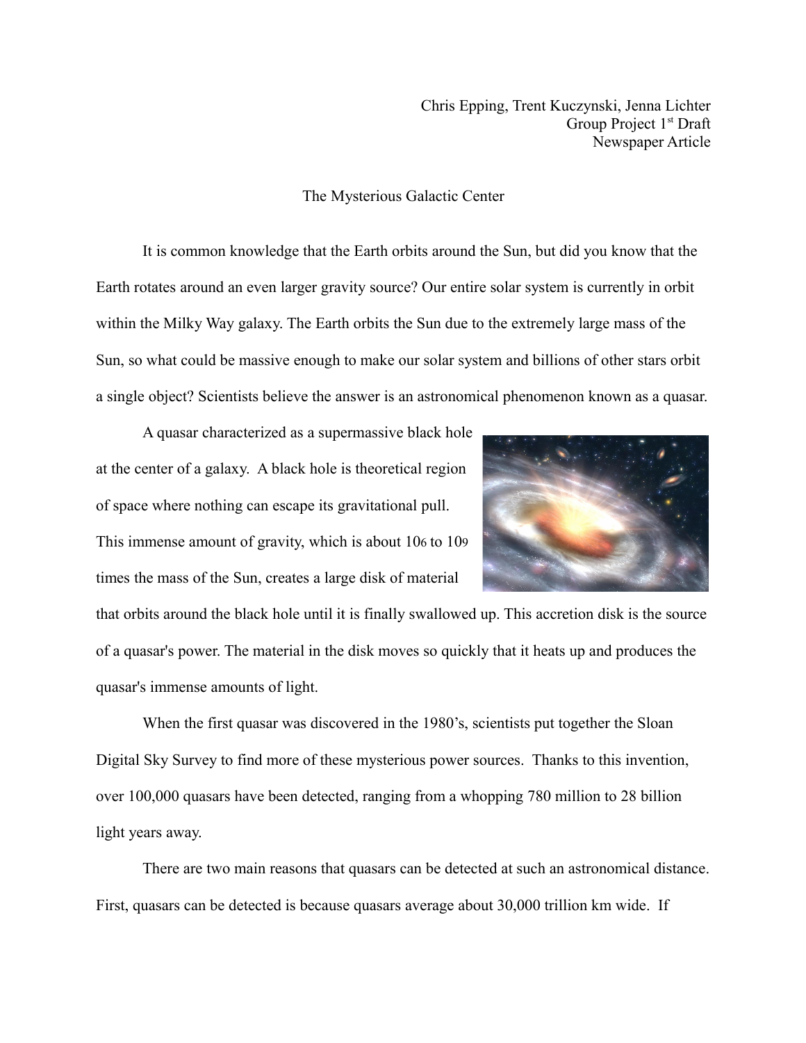Chris Epping, Trent Kuczynski, Jenna Lichter
Group Project 1st Draft
Newspaper Article

# The Mysterious Galactic Center

It is common knowledge that the Earth orbits around the Sun, but did you know that the Earth rotates around an even larger gravity source? Our entire solar system is currently in orbit within the Milky Way galaxy. The Earth orbits the Sun due to the extremely large mass of the Sun, so what could be massive enough to make our solar system and billions of other stars orbit a single object? Scientists believe the answer is an astronomical phenomenon known as a quasar.

A quasar characterized as a supermassive black hole at the center of a galaxy. A black hole is theoretical region of space where nothing can escape its gravitational pull. This immense amount of gravity, which is about $10^6$ to $10^9$ times the mass of the Sun, creates a large disk of material that orbits around the black hole until it is finally swallowed up. This accretion disk is the source of a quasar's power. The material in the disk moves so quickly that it heats up and produces the quasar's immense amounts of light.

When the first quasar was discovered in the 1980's, scientists put together the Sloan Digital Sky Survey to find more of these mysterious power sources. Thanks to this invention, over 100,000 quasars have been detected, ranging from a whopping 780 million to 28 billion light years away.

There are two main reasons that quasars can be detected at such an astronomical distance. First, quasars can be detected is because quasars average about 30,000 trillion km wide. If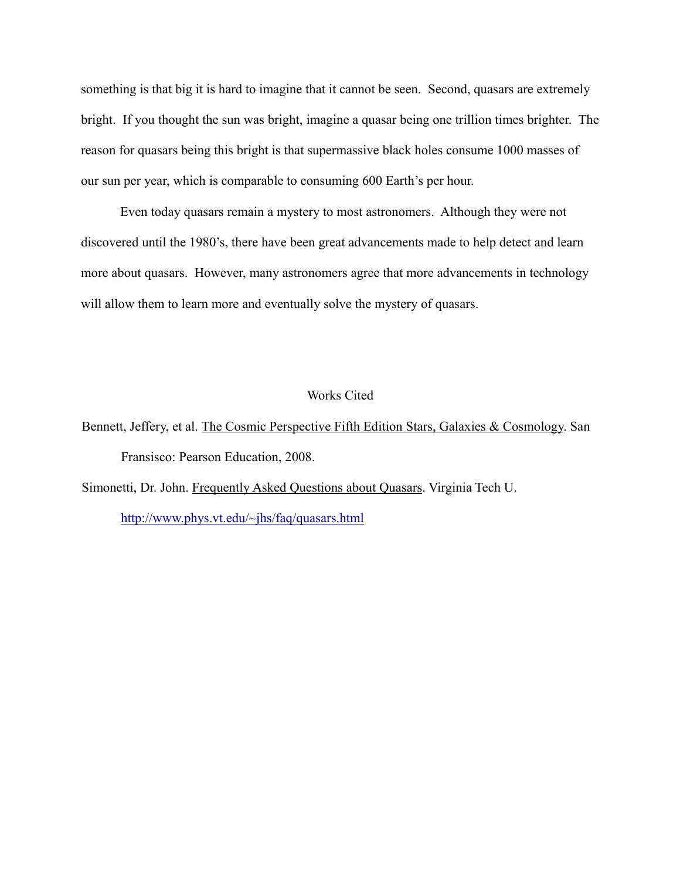something is that big it is hard to imagine that it cannot be seen.  Second, quasars are extremely bright.  If you thought the sun was bright, imagine a quasar being one trillion times brighter.  The reason for quasars being this bright is that supermassive black holes consume 1000 masses of our sun per year, which is comparable to consuming 600 Earth's per hour.

Even today quasars remain a mystery to most astronomers.  Although they were not discovered until the 1980's, there have been great advancements made to help detect and learn more about quasars.  However, many astronomers agree that more advancements in technology will allow them to learn more and eventually solve the mystery of quasars.

## Works Cited

Bennett, Jeffery, et al. The Cosmic Perspective Fifth Edition Stars, Galaxies & Cosmology. San Fransisco: Pearson Education, 2008.

Simonetti, Dr. John. Frequently Asked Questions about Quasars. Virginia Tech U. http://www.phys.vt.edu/~jhs/faq/quasars.html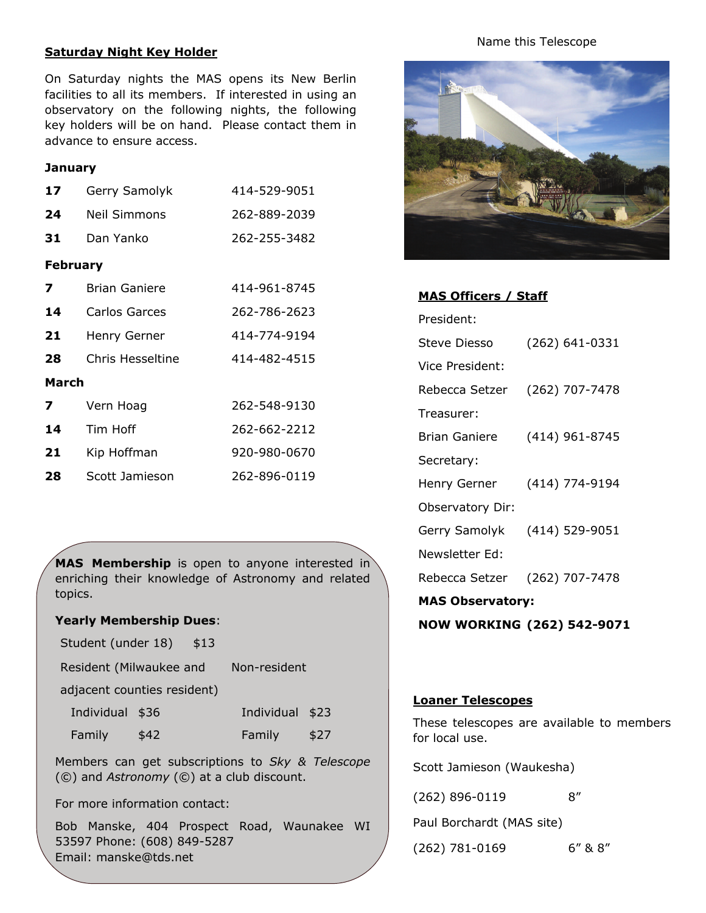## Saturday Night Key Holder

On Saturday nights the MAS opens its New Berlin facilities to all its members. If interested in using an observatory on the following nights, the following key holders will be on hand. Please contact them in advance to ensure access.

**January**

| | | |
|---|---|---|
| **17** | Gerry Samolyk | 414-529-9051 |
| **24** | Neil Simmons | 262-889-2039 |
| **31** | Dan Yanko | 262-255-3482 |

**February**

| | | |
|---|---|---|
| **7** | Brian Ganiere | 414-961-8745 |
| **14** | Carlos Garces | 262-786-2623 |
| **21** | Henry Gerner | 414-774-9194 |
| **28** | Chris Hesseltine | 414-482-4515 |

**March**

| | | |
|---|---|---|
| **7** | Vern Hoag | 262-548-9130 |
| **14** | Tim Hoff | 262-662-2212 |
| **21** | Kip Hoffman | 920-980-0670 |
| **28** | Scott Jamieson | 262-896-0119 |

**MAS Membership** is open to anyone interested in enriching their knowledge of Astronomy and related topics.

**Yearly Membership Dues**:

Student (under 18) $13

| Resident (Milwaukee and adjacent counties resident) | | Non-resident | |
|---|---|---|---|
| Individual | $36 | Individual | $23 |
| Family | $42 | Family | $27 |

Members can get subscriptions to *Sky & Telescope* (©) and *Astronomy* (©) at a club discount.

For more information contact:

Bob Manske, 404 Prospect Road, Waunakee WI 53597 Phone: (608) 849-5287
Email: manske@tds.net

Name this Telescope

## MAS Officers / Staff

President:
Steve Diesso (262) 641-0331

Vice President:
Rebecca Setzer (262) 707-7478

Treasurer:
Brian Ganiere (414) 961-8745

Secretary:
Henry Gerner (414) 774-9194

Observatory Dir:
Gerry Samolyk (414) 529-9051

Newsletter Ed:
Rebecca Setzer (262) 707-7478

**MAS Observatory:**

**NOW WORKING (262) 542-9071**

## Loaner Telescopes

These telescopes are available to members for local use.

Scott Jamieson (Waukesha)
(262) 896-0119 8″

Paul Borchardt (MAS site)
(262) 781-0169 6″ & 8″